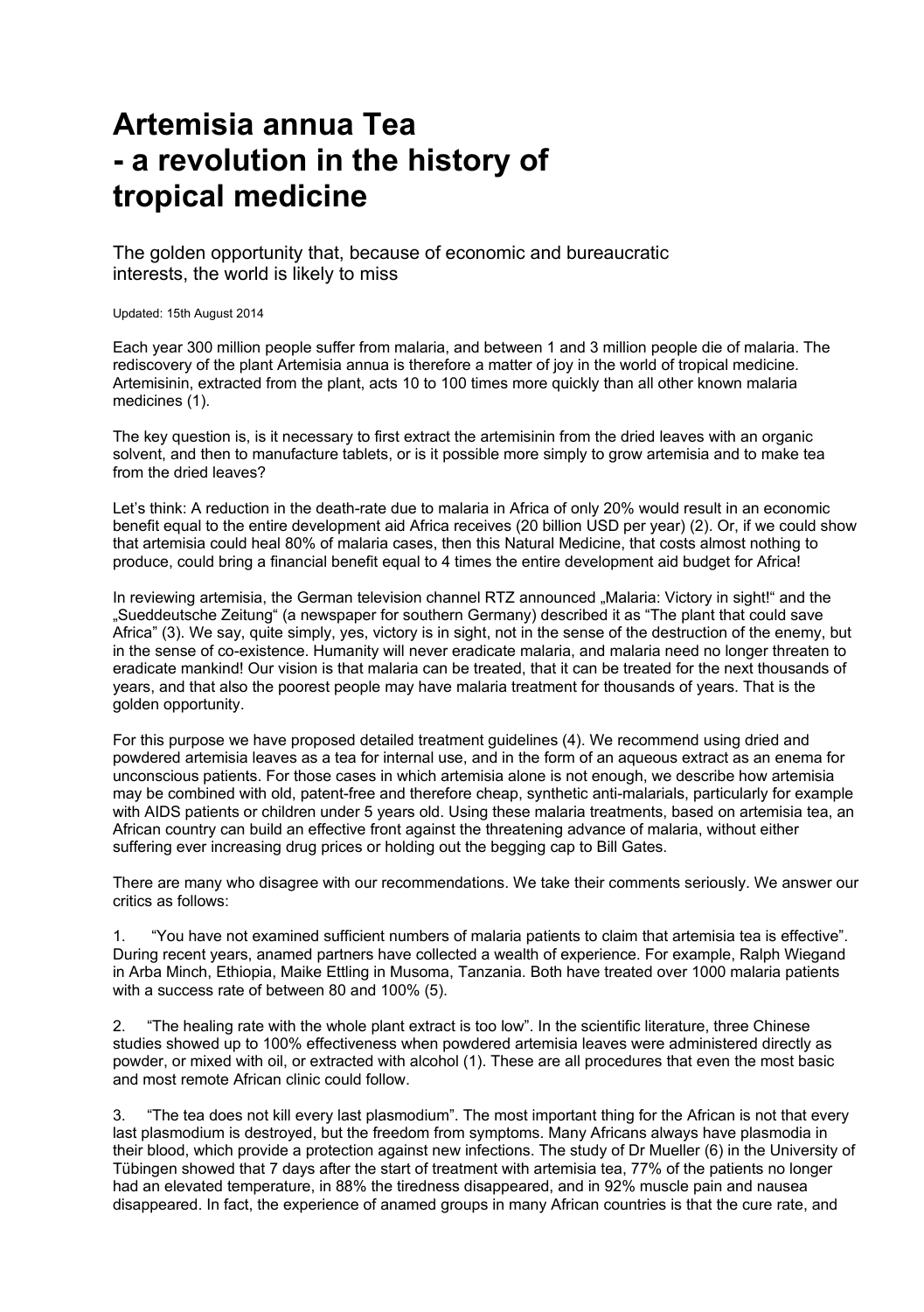# Artemisia annua Tea - a revolution in the history of tropical medicine

## The golden opportunity that, because of economic and bureaucratic interests, the world is likely to miss

Updated: 15th August 2014

Each year 300 million people suffer from malaria, and between 1 and 3 million people die of malaria. The rediscovery of the plant Artemisia annua is therefore a matter of joy in the world of tropical medicine. Artemisinin, extracted from the plant, acts 10 to 100 times more quickly than all other known malaria medicines (1).

The key question is, is it necessary to first extract the artemisinin from the dried leaves with an organic solvent, and then to manufacture tablets, or is it possible more simply to grow artemisia and to make tea from the dried leaves?

Let's think: A reduction in the death-rate due to malaria in Africa of only 20% would result in an economic benefit equal to the entire development aid Africa receives (20 billion USD per year) (2). Or, if we could show that artemisia could heal 80% of malaria cases, then this Natural Medicine, that costs almost nothing to produce, could bring a financial benefit equal to 4 times the entire development aid budget for Africa!

In reviewing artemisia, the German television channel RTZ announced „Malaria: Victory in sight!" and the „Sueddeutsche Zeitung" (a newspaper for southern Germany) described it as "The plant that could save Africa" (3). We say, quite simply, yes, victory is in sight, not in the sense of the destruction of the enemy, but in the sense of co-existence. Humanity will never eradicate malaria, and malaria need no longer threaten to eradicate mankind! Our vision is that malaria can be treated, that it can be treated for the next thousands of years, and that also the poorest people may have malaria treatment for thousands of years. That is the golden opportunity.

For this purpose we have proposed detailed treatment guidelines (4). We recommend using dried and powdered artemisia leaves as a tea for internal use, and in the form of an aqueous extract as an enema for unconscious patients. For those cases in which artemisia alone is not enough, we describe how artemisia may be combined with old, patent-free and therefore cheap, synthetic anti-malarials, particularly for example with AIDS patients or children under 5 years old. Using these malaria treatments, based on artemisia tea, an African country can build an effective front against the threatening advance of malaria, without either suffering ever increasing drug prices or holding out the begging cap to Bill Gates.

There are many who disagree with our recommendations. We take their comments seriously. We answer our critics as follows:

1. "You have not examined sufficient numbers of malaria patients to claim that artemisia tea is effective". During recent years, anamed partners have collected a wealth of experience. For example, Ralph Wiegand in Arba Minch, Ethiopia, Maike Ettling in Musoma, Tanzania. Both have treated over 1000 malaria patients with a success rate of between 80 and 100% (5).

2. "The healing rate with the whole plant extract is too low". In the scientific literature, three Chinese studies showed up to 100% effectiveness when powdered artemisia leaves were administered directly as powder, or mixed with oil, or extracted with alcohol (1). These are all procedures that even the most basic and most remote African clinic could follow.

3. "The tea does not kill every last plasmodium". The most important thing for the African is not that every last plasmodium is destroyed, but the freedom from symptoms. Many Africans always have plasmodia in their blood, which provide a protection against new infections. The study of Dr Mueller (6) in the University of Tübingen showed that 7 days after the start of treatment with artemisia tea, 77% of the patients no longer had an elevated temperature, in 88% the tiredness disappeared, and in 92% muscle pain and nausea disappeared. In fact, the experience of anamed groups in many African countries is that the cure rate, and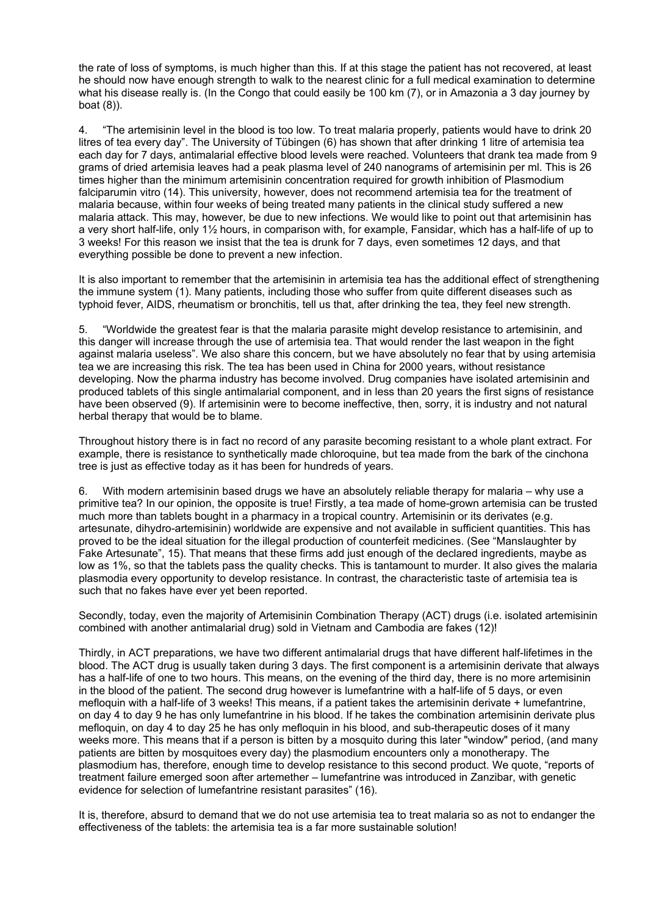the rate of loss of symptoms, is much higher than this. If at this stage the patient has not recovered, at least he should now have enough strength to walk to the nearest clinic for a full medical examination to determine what his disease really is. (In the Congo that could easily be 100 km (7), or in Amazonia a 3 day journey by boat (8)).

4. "The artemisinin level in the blood is too low. To treat malaria properly, patients would have to drink 20 litres of tea every day". The University of Tübingen (6) has shown that after drinking 1 litre of artemisia tea each day for 7 days, antimalarial effective blood levels were reached. Volunteers that drank tea made from 9 grams of dried artemisia leaves had a peak plasma level of 240 nanograms of artemisinin per ml. This is 26 times higher than the minimum artemisinin concentration required for growth inhibition of Plasmodium falciparumin vitro (14). This university, however, does not recommend artemisia tea for the treatment of malaria because, within four weeks of being treated many patients in the clinical study suffered a new malaria attack. This may, however, be due to new infections. We would like to point out that artemisinin has a very short half-life, only 1½ hours, in comparison with, for example, Fansidar, which has a half-life of up to 3 weeks! For this reason we insist that the tea is drunk for 7 days, even sometimes 12 days, and that everything possible be done to prevent a new infection.

It is also important to remember that the artemisinin in artemisia tea has the additional effect of strengthening the immune system (1). Many patients, including those who suffer from quite different diseases such as typhoid fever, AIDS, rheumatism or bronchitis, tell us that, after drinking the tea, they feel new strength.

5. "Worldwide the greatest fear is that the malaria parasite might develop resistance to artemisinin, and this danger will increase through the use of artemisia tea. That would render the last weapon in the fight against malaria useless". We also share this concern, but we have absolutely no fear that by using artemisia tea we are increasing this risk. The tea has been used in China for 2000 years, without resistance developing. Now the pharma industry has become involved. Drug companies have isolated artemisinin and produced tablets of this single antimalarial component, and in less than 20 years the first signs of resistance have been observed (9). If artemisinin were to become ineffective, then, sorry, it is industry and not natural herbal therapy that would be to blame.

Throughout history there is in fact no record of any parasite becoming resistant to a whole plant extract. For example, there is resistance to synthetically made chloroquine, but tea made from the bark of the cinchona tree is just as effective today as it has been for hundreds of years.

6. With modern artemisinin based drugs we have an absolutely reliable therapy for malaria – why use a primitive tea? In our opinion, the opposite is true! Firstly, a tea made of home-grown artemisia can be trusted much more than tablets bought in a pharmacy in a tropical country. Artemisinin or its derivates (e.g. artesunate, dihydro-artemisinin) worldwide are expensive and not available in sufficient quantities. This has proved to be the ideal situation for the illegal production of counterfeit medicines. (See "Manslaughter by Fake Artesunate", 15). That means that these firms add just enough of the declared ingredients, maybe as low as 1%, so that the tablets pass the quality checks. This is tantamount to murder. It also gives the malaria plasmodia every opportunity to develop resistance. In contrast, the characteristic taste of artemisia tea is such that no fakes have ever yet been reported.

Secondly, today, even the majority of Artemisinin Combination Therapy (ACT) drugs (i.e. isolated artemisinin combined with another antimalarial drug) sold in Vietnam and Cambodia are fakes (12)!

Thirdly, in ACT preparations, we have two different antimalarial drugs that have different half-lifetimes in the blood. The ACT drug is usually taken during 3 days. The first component is a artemisinin derivate that always has a half-life of one to two hours. This means, on the evening of the third day, there is no more artemisinin in the blood of the patient. The second drug however is lumefantrine with a half-life of 5 days, or even mefloquin with a half-life of 3 weeks! This means, if a patient takes the artemisinin derivate + lumefantrine, on day 4 to day 9 he has only lumefantrine in his blood. If he takes the combination artemisinin derivate plus mefloquin, on day 4 to day 25 he has only mefloquin in his blood, and sub-therapeutic doses of it many weeks more. This means that if a person is bitten by a mosquito during this later "window" period, (and many patients are bitten by mosquitoes every day) the plasmodium encounters only a monotherapy. The plasmodium has, therefore, enough time to develop resistance to this second product. We quote, "reports of treatment failure emerged soon after artemether – lumefantrine was introduced in Zanzibar, with genetic evidence for selection of lumefantrine resistant parasites" (16).

It is, therefore, absurd to demand that we do not use artemisia tea to treat malaria so as not to endanger the effectiveness of the tablets: the artemisia tea is a far more sustainable solution!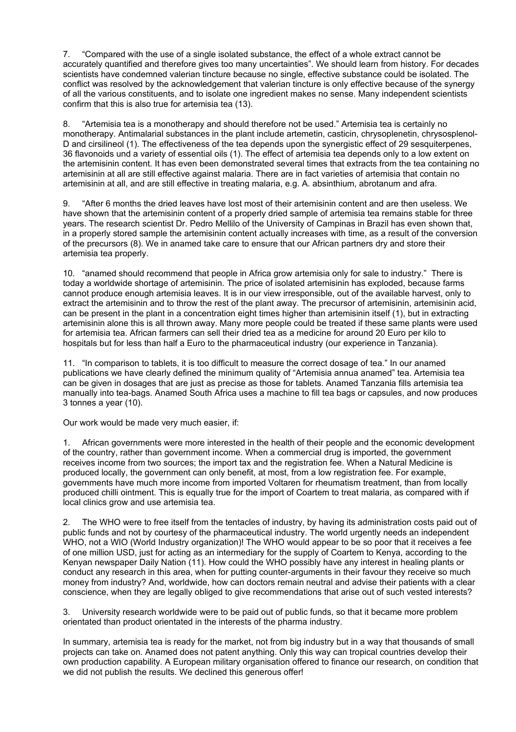7. "Compared with the use of a single isolated substance, the effect of a whole extract cannot be accurately quantified and therefore gives too many uncertainties". We should learn from history. For decades scientists have condemned valerian tincture because no single, effective substance could be isolated. The conflict was resolved by the acknowledgement that valerian tincture is only effective because of the synergy of all the various constituents, and to isolate one ingredient makes no sense. Many independent scientists confirm that this is also true for artemisia tea (13).

8. "Artemisia tea is a monotherapy and should therefore not be used." Artemisia tea is certainly no monotherapy. Antimalarial substances in the plant include artemetin, casticin, chrysoplenetin, chrysosplenol-D and cirsilineol (1). The effectiveness of the tea depends upon the synergistic effect of 29 sesquiterpenes, 36 flavonoids und a variety of essential oils (1). The effect of artemisia tea depends only to a low extent on the artemisinin content. It has even been demonstrated several times that extracts from the tea containing no artemisinin at all are still effective against malaria. There are in fact varieties of artemisia that contain no artemisinin at all, and are still effective in treating malaria, e.g. A. absinthium, abrotanum and afra.

9. "After 6 months the dried leaves have lost most of their artemisinin content and are then useless. We have shown that the artemisinin content of a properly dried sample of artemisia tea remains stable for three years. The research scientist Dr. Pedro Mellilo of the University of Campinas in Brazil has even shown that, in a properly stored sample the artemisinin content actually increases with time, as a result of the conversion of the precursors (8). We in anamed take care to ensure that our African partners dry and store their artemisia tea properly.

10. "anamed should recommend that people in Africa grow artemisia only for sale to industry." There is today a worldwide shortage of artemisinin. The price of isolated artemisinin has exploded, because farms cannot produce enough artemisia leaves. It is in our view irresponsible, out of the available harvest, only to extract the artemisinin and to throw the rest of the plant away. The precursor of artemisinin, artemisinin acid, can be present in the plant in a concentration eight times higher than artemisinin itself (1), but in extracting artemisinin alone this is all thrown away. Many more people could be treated if these same plants were used for artemisia tea. African farmers can sell their dried tea as a medicine for around 20 Euro per kilo to hospitals but for less than half a Euro to the pharmaceutical industry (our experience in Tanzania).

11. "In comparison to tablets, it is too difficult to measure the correct dosage of tea." In our anamed publications we have clearly defined the minimum quality of "Artemisia annua anamed" tea. Artemisia tea can be given in dosages that are just as precise as those for tablets. Anamed Tanzania fills artemisia tea manually into tea-bags. Anamed South Africa uses a machine to fill tea bags or capsules, and now produces 3 tonnes a year (10).

Our work would be made very much easier, if:

1. African governments were more interested in the health of their people and the economic development of the country, rather than government income. When a commercial drug is imported, the government receives income from two sources; the import tax and the registration fee. When a Natural Medicine is produced locally, the government can only benefit, at most, from a low registration fee. For example, governments have much more income from imported Voltaren for rheumatism treatment, than from locally produced chilli ointment. This is equally true for the import of Coartem to treat malaria, as compared with if local clinics grow and use artemisia tea.

2. The WHO were to free itself from the tentacles of industry, by having its administration costs paid out of public funds and not by courtesy of the pharmaceutical industry. The world urgently needs an independent WHO, not a WIO (World Industry organization)! The WHO would appear to be so poor that it receives a fee of one million USD, just for acting as an intermediary for the supply of Coartem to Kenya, according to the Kenyan newspaper Daily Nation (11). How could the WHO possibly have any interest in healing plants or conduct any research in this area, when for putting counter-arguments in their favour they receive so much money from industry? And, worldwide, how can doctors remain neutral and advise their patients with a clear conscience, when they are legally obliged to give recommendations that arise out of such vested interests?

3. University research worldwide were to be paid out of public funds, so that it became more problem orientated than product orientated in the interests of the pharma industry.

In summary, artemisia tea is ready for the market, not from big industry but in a way that thousands of small projects can take on. Anamed does not patent anything. Only this way can tropical countries develop their own production capability. A European military organisation offered to finance our research, on condition that we did not publish the results. We declined this generous offer!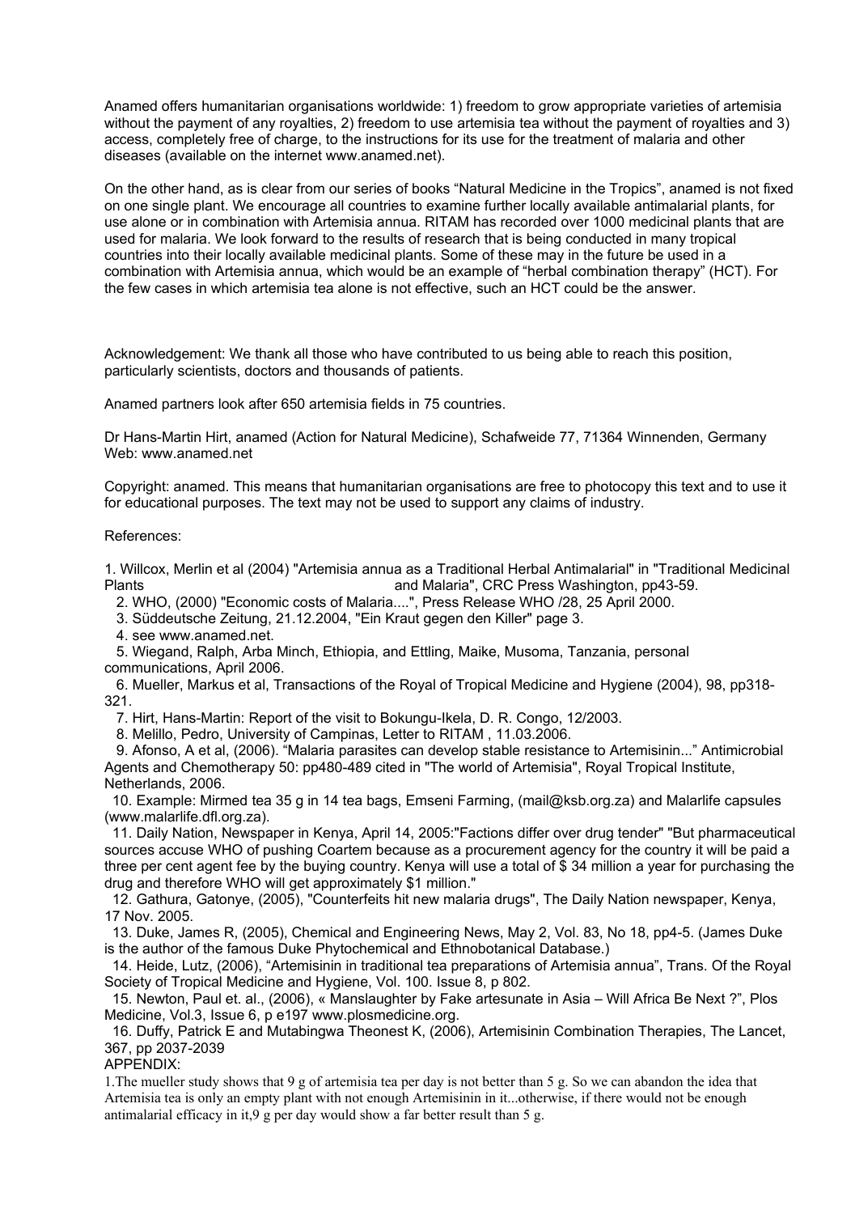Anamed offers humanitarian organisations worldwide: 1) freedom to grow appropriate varieties of artemisia without the payment of any royalties, 2) freedom to use artemisia tea without the payment of royalties and 3) access, completely free of charge, to the instructions for its use for the treatment of malaria and other diseases (available on the internet www.anamed.net).

On the other hand, as is clear from our series of books "Natural Medicine in the Tropics", anamed is not fixed on one single plant. We encourage all countries to examine further locally available antimalarial plants, for use alone or in combination with Artemisia annua. RITAM has recorded over 1000 medicinal plants that are used for malaria. We look forward to the results of research that is being conducted in many tropical countries into their locally available medicinal plants. Some of these may in the future be used in a combination with Artemisia annua, which would be an example of "herbal combination therapy" (HCT). For the few cases in which artemisia tea alone is not effective, such an HCT could be the answer.

Acknowledgement: We thank all those who have contributed to us being able to reach this position, particularly scientists, doctors and thousands of patients.

Anamed partners look after 650 artemisia fields in 75 countries.

Dr Hans-Martin Hirt, anamed (Action for Natural Medicine), Schafweide 77, 71364 Winnenden, Germany
Web: www.anamed.net

Copyright: anamed. This means that humanitarian organisations are free to photocopy this text and to use it for educational purposes. The text may not be used to support any claims of industry.

References:

1. Willcox, Merlin et al (2004) "Artemisia annua as a Traditional Herbal Antimalarial" in "Traditional Medicinal Plants and Malaria", CRC Press Washington, pp43-59.
2. WHO, (2000) "Economic costs of Malaria....", Press Release WHO /28, 25 April 2000.
3. Süddeutsche Zeitung, 21.12.2004, "Ein Kraut gegen den Killer" page 3.
4. see www.anamed.net.
5. Wiegand, Ralph, Arba Minch, Ethiopia, and Ettling, Maike, Musoma, Tanzania, personal communications, April 2006.
6. Mueller, Markus et al, Transactions of the Royal of Tropical Medicine and Hygiene (2004), 98, pp318-321.
7. Hirt, Hans-Martin: Report of the visit to Bokungu-Ikela, D. R. Congo, 12/2003.
8. Melillo, Pedro, University of Campinas, Letter to RITAM , 11.03.2006.
9. Afonso, A et al, (2006). "Malaria parasites can develop stable resistance to Artemisinin..." Antimicrobial Agents and Chemotherapy 50: pp480-489 cited in "The world of Artemisia", Royal Tropical Institute, Netherlands, 2006.
10. Example: Mirmed tea 35 g in 14 tea bags, Emseni Farming, (mail@ksb.org.za) and Malarlife capsules (www.malarlife.dfl.org.za).
11. Daily Nation, Newspaper in Kenya, April 14, 2005:"Factions differ over drug tender" "But pharmaceutical sources accuse WHO of pushing Coartem because as a procurement agency for the country it will be paid a three per cent agent fee by the buying country. Kenya will use a total of $ 34 million a year for purchasing the drug and therefore WHO will get approximately $1 million."
12. Gathura, Gatonye, (2005), "Counterfeits hit new malaria drugs", The Daily Nation newspaper, Kenya, 17 Nov. 2005.
13. Duke, James R, (2005), Chemical and Engineering News, May 2, Vol. 83, No 18, pp4-5. (James Duke is the author of the famous Duke Phytochemical and Ethnobotanical Database.)
14. Heide, Lutz, (2006), "Artemisinin in traditional tea preparations of Artemisia annua", Trans. Of the Royal Society of Tropical Medicine and Hygiene, Vol. 100. Issue 8, p 802.
15. Newton, Paul et. al., (2006), « Manslaughter by Fake artesunate in Asia – Will Africa Be Next ?", Plos Medicine, Vol.3, Issue 6, p e197 www.plosmedicine.org.
16. Duffy, Patrick E and Mutabingwa Theonest K, (2006), Artemisinin Combination Therapies, The Lancet, 367, pp 2037-2039

APPENDIX:

1.The mueller study shows that 9 g of artemisia tea per day is not better than 5 g. So we can abandon the idea that Artemisia tea is only an empty plant with not enough Artemisinin in it...otherwise, if there would not be enough antimalarial efficacy in it,9 g per day would show a far better result than 5 g.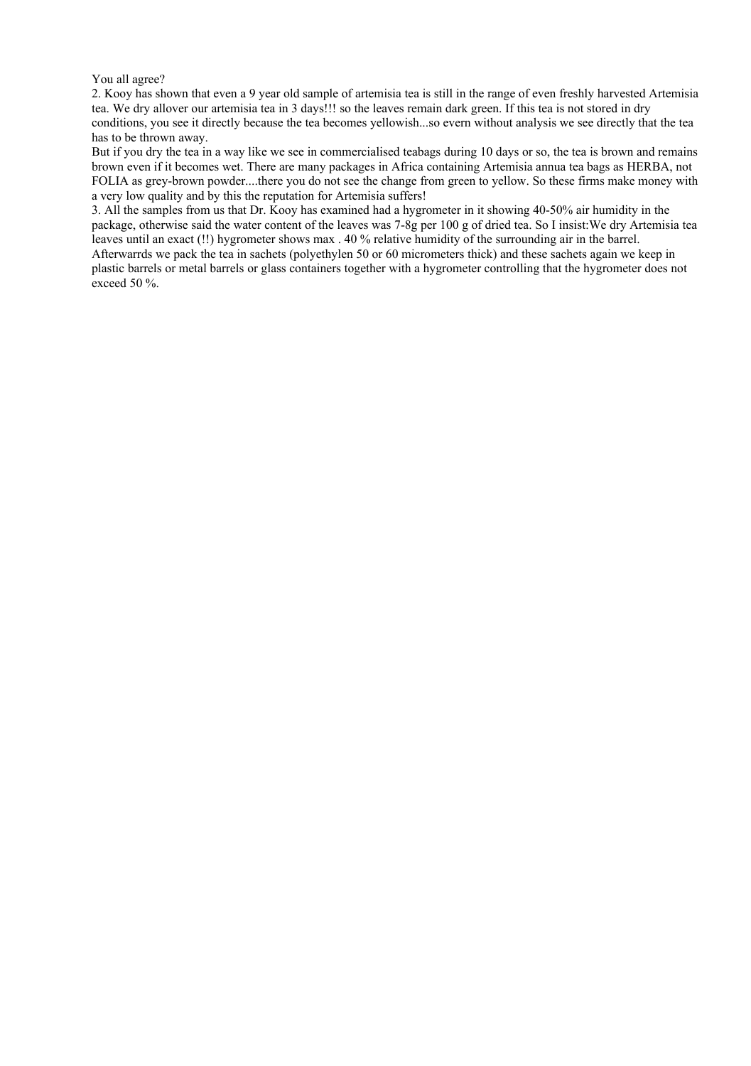You all agree?

2. Kooy has shown that even a 9 year old sample of artemisia tea is still in the range of even freshly harvested Artemisia tea. We dry allover our artemisia tea in 3 days!!! so the leaves remain dark green. If this tea is not stored in dry conditions, you see it directly because the tea becomes yellowish...so evern without analysis we see directly that the tea has to be thrown away.

But if you dry the tea in a way like we see in commercialised teabags during 10 days or so, the tea is brown and remains brown even if it becomes wet. There are many packages in Africa containing Artemisia annua tea bags as HERBA, not FOLIA as grey-brown powder....there you do not see the change from green to yellow. So these firms make money with a very low quality and by this the reputation for Artemisia suffers!

3. All the samples from us that Dr. Kooy has examined had a hygrometer in it showing 40-50% air humidity in the package, otherwise said the water content of the leaves was 7-8g per 100 g of dried tea. So I insist:We dry Artemisia tea leaves until an exact (!!) hygrometer shows max . 40 % relative humidity of the surrounding air in the barrel. Afterwarrds we pack the tea in sachets (polyethylen 50 or 60 micrometers thick) and these sachets again we keep in plastic barrels or metal barrels or glass containers together with a hygrometer controlling that the hygrometer does not exceed 50 %.